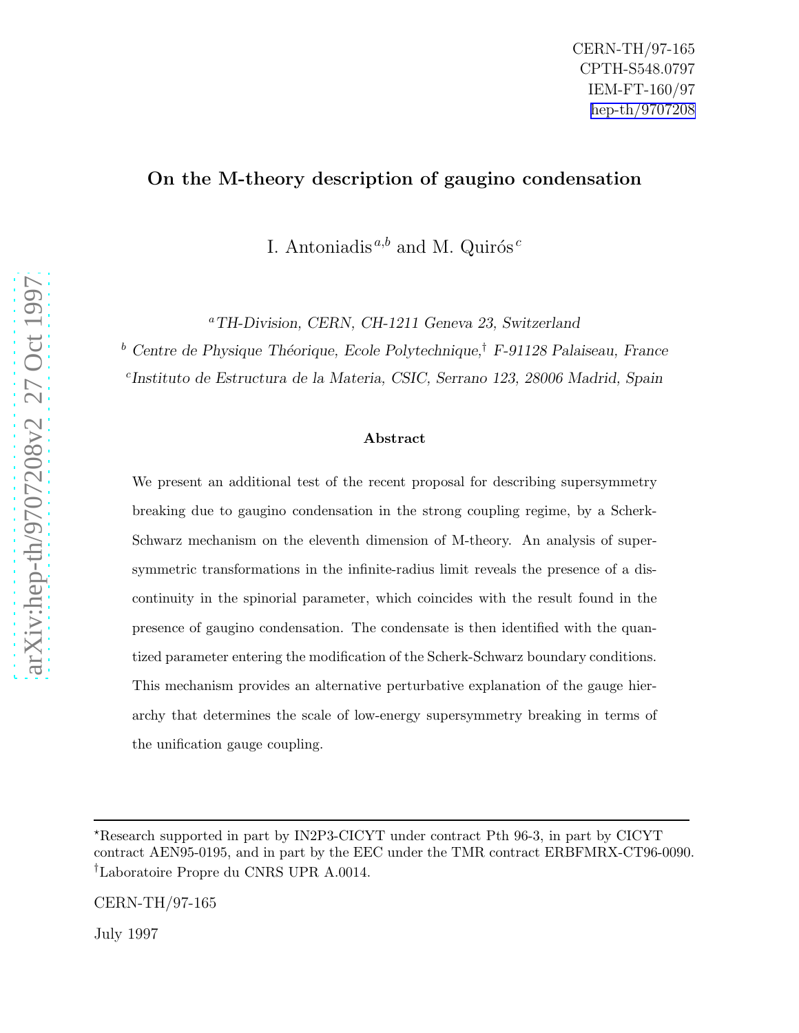CERN-TH/97-165
CPTH-S548.0797
IEM-FT-160/97
hep-th/9707208

# On the M-theory description of gaugino condensation

I. Antoniadis[a,b] and M. Quirós[c]

[a] *TH-Division, CERN, CH-1211 Geneva 23, Switzerland*

[b] *Centre de Physique Théorique, Ecole Polytechnique,*[†] *F-91128 Palaiseau, France*

[c] *Instituto de Estructura de la Materia, CSIC, Serrano 123, 28006 Madrid, Spain*

### Abstract

We present an additional test of the recent proposal for describing supersymmetry breaking due to gaugino condensation in the strong coupling regime, by a Scherk-Schwarz mechanism on the eleventh dimension of M-theory. An analysis of supersymmetric transformations in the infinite-radius limit reveals the presence of a discontinuity in the spinorial parameter, which coincides with the result found in the presence of gaugino condensation. The condensate is then identified with the quantized parameter entering the modification of the Scherk-Schwarz boundary conditions. This mechanism provides an alternative perturbative explanation of the gauge hierarchy that determines the scale of low-energy supersymmetry breaking in terms of the unification gauge coupling.

---

[⋆]Research supported in part by IN2P3-CICYT under contract Pth 96-3, in part by CICYT contract AEN95-0195, and in part by the EEC under the TMR contract ERBFMRX-CT96-0090.
[†]Laboratoire Propre du CNRS UPR A.0014.

CERN-TH/97-165

July 1997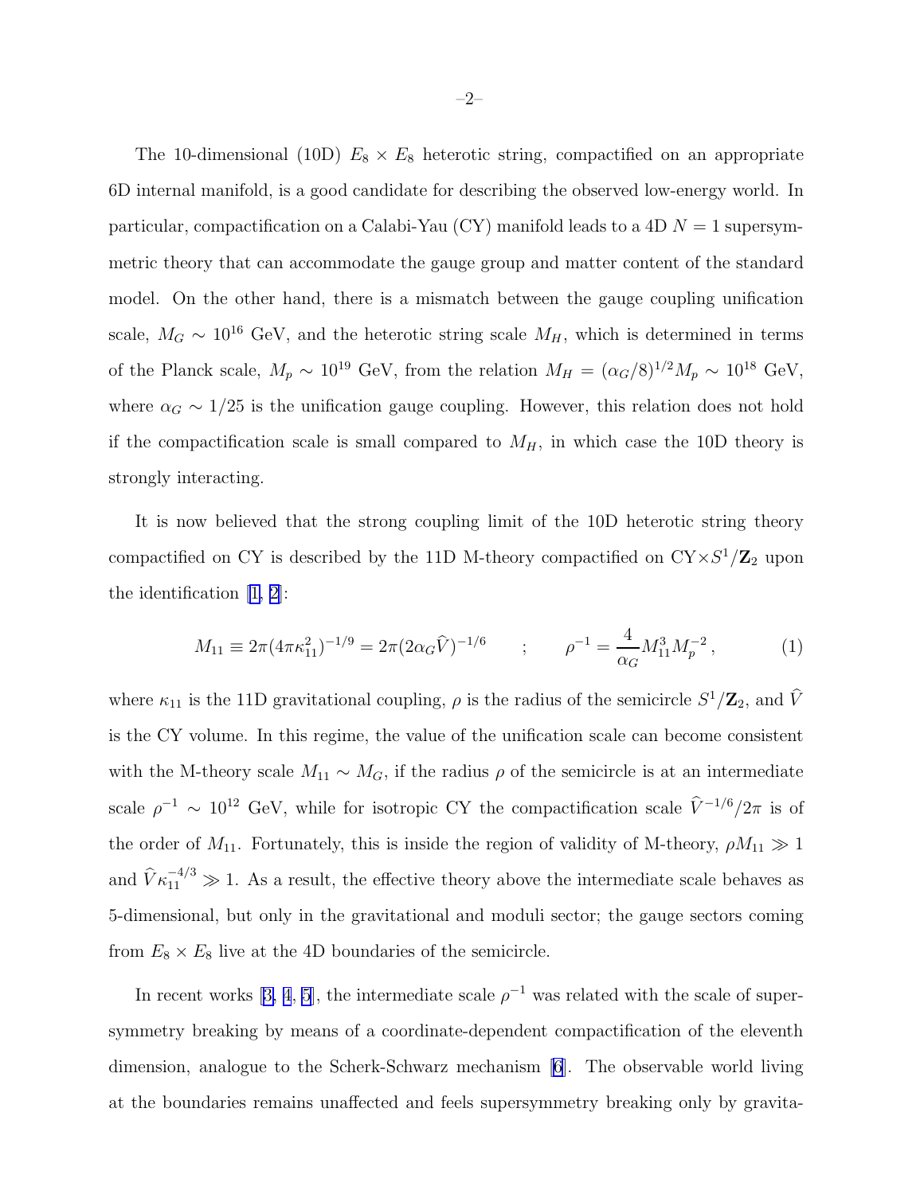The 10-dimensional (10D) $E_8 \times E_8$ heterotic string, compactified on an appropriate 6D internal manifold, is a good candidate for describing the observed low-energy world. In particular, compactification on a Calabi-Yau (CY) manifold leads to a 4D $N=1$ supersymmetric theory that can accommodate the gauge group and matter content of the standard model. On the other hand, there is a mismatch between the gauge coupling unification scale, $M_G \sim 10^{16}$ GeV, and the heterotic string scale $M_H$, which is determined in terms of the Planck scale, $M_p \sim 10^{19}$ GeV, from the relation $M_H = (\alpha_G/8)^{1/2} M_p \sim 10^{18}$ GeV, where $\alpha_G \sim 1/25$ is the unification gauge coupling. However, this relation does not hold if the compactification scale is small compared to $M_H$, in which case the 10D theory is strongly interacting.

It is now believed that the strong coupling limit of the 10D heterotic string theory compactified on CY is described by the 11D M-theory compactified on CY$\times S^1/\mathbf{Z}_2$ upon the identification [1, 2]:

$$M_{11} \equiv 2\pi(4\pi\kappa_{11}^2)^{-1/9} = 2\pi(2\alpha_G \widehat{V})^{-1/6} \qquad ; \qquad \rho^{-1} = \frac{4}{\alpha_G} M_{11}^3 M_p^{-2}\,, \tag{1}$$

where $\kappa_{11}$ is the 11D gravitational coupling, $\rho$ is the radius of the semicircle $S^1/\mathbf{Z}_2$, and $\widehat{V}$ is the CY volume. In this regime, the value of the unification scale can become consistent with the M-theory scale $M_{11} \sim M_G$, if the radius $\rho$ of the semicircle is at an intermediate scale $\rho^{-1} \sim 10^{12}$ GeV, while for isotropic CY the compactification scale $\widehat{V}^{-1/6}/2\pi$ is of the order of $M_{11}$. Fortunately, this is inside the region of validity of M-theory, $\rho M_{11} \gg 1$ and $\widehat{V}\kappa_{11}^{-4/3} \gg 1$. As a result, the effective theory above the intermediate scale behaves as 5-dimensional, but only in the gravitational and moduli sector; the gauge sectors coming from $E_8 \times E_8$ live at the 4D boundaries of the semicircle.

In recent works [3, 4, 5], the intermediate scale $\rho^{-1}$ was related with the scale of supersymmetry breaking by means of a coordinate-dependent compactification of the eleventh dimension, analogue to the Scherk-Schwarz mechanism [6]. The observable world living at the boundaries remains unaffected and feels supersymmetry breaking only by gravita-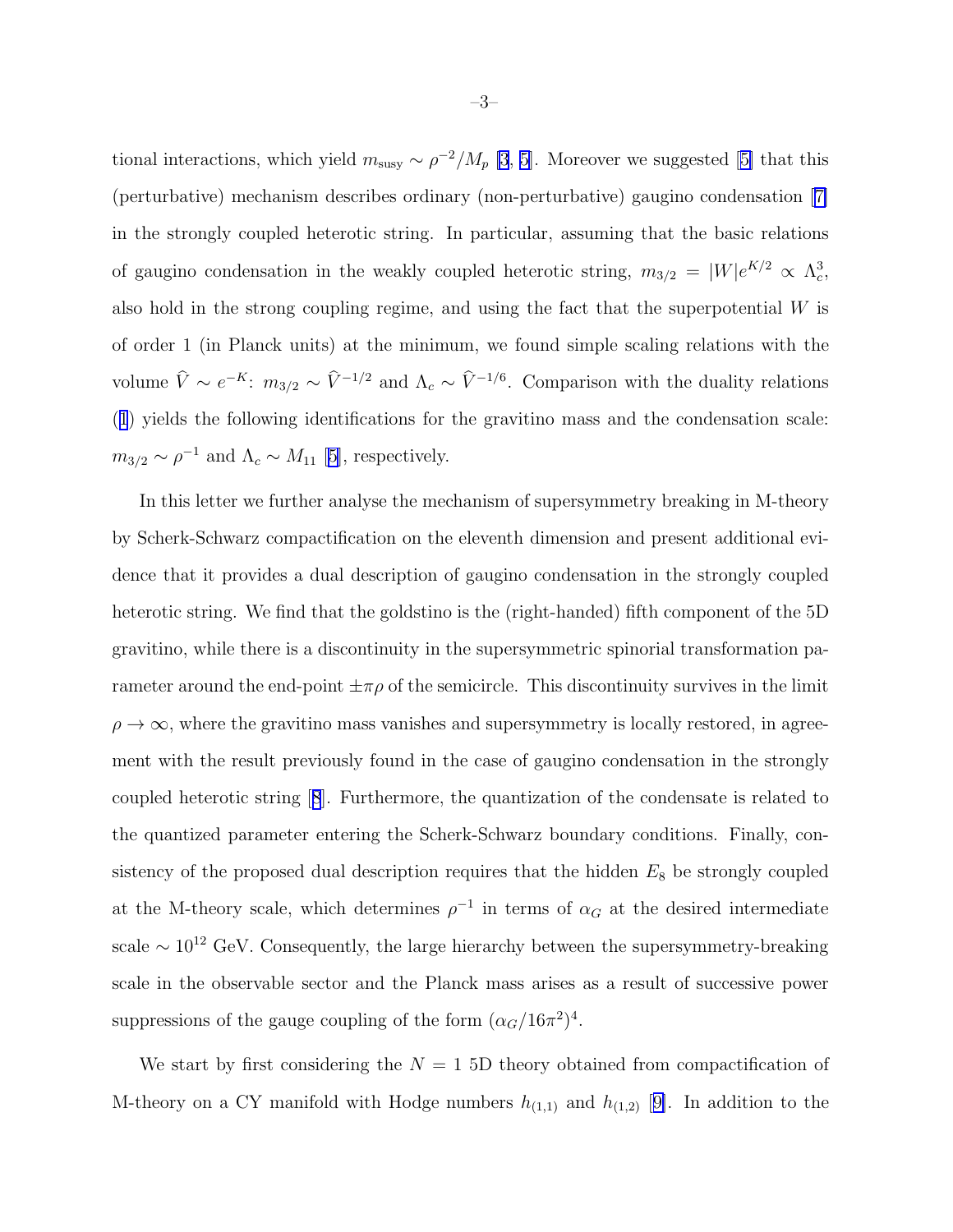tional interactions, which yield $m_{\rm susy} \sim \rho^{-2}/M_p$ [3, 5]. Moreover we suggested [5] that this (perturbative) mechanism describes ordinary (non-perturbative) gaugino condensation [7] in the strongly coupled heterotic string. In particular, assuming that the basic relations of gaugino condensation in the weakly coupled heterotic string, $m_{3/2} = |W|e^{K/2} \propto \Lambda_c^3$, also hold in the strong coupling regime, and using the fact that the superpotential $W$ is of order 1 (in Planck units) at the minimum, we found simple scaling relations with the volume $\widehat{V} \sim e^{-K}$: $m_{3/2} \sim \widehat{V}^{-1/2}$ and $\Lambda_c \sim \widehat{V}^{-1/6}$. Comparison with the duality relations (1) yields the following identifications for the gravitino mass and the condensation scale: $m_{3/2} \sim \rho^{-1}$ and $\Lambda_c \sim M_{11}$ [5], respectively.

In this letter we further analyse the mechanism of supersymmetry breaking in M-theory by Scherk-Schwarz compactification on the eleventh dimension and present additional evidence that it provides a dual description of gaugino condensation in the strongly coupled heterotic string. We find that the goldstino is the (right-handed) fifth component of the 5D gravitino, while there is a discontinuity in the supersymmetric spinorial transformation parameter around the end-point $\pm\pi\rho$ of the semicircle. This discontinuity survives in the limit $\rho \to \infty$, where the gravitino mass vanishes and supersymmetry is locally restored, in agreement with the result previously found in the case of gaugino condensation in the strongly coupled heterotic string [8]. Furthermore, the quantization of the condensate is related to the quantized parameter entering the Scherk-Schwarz boundary conditions. Finally, consistency of the proposed dual description requires that the hidden $E_8$ be strongly coupled at the M-theory scale, which determines $\rho^{-1}$ in terms of $\alpha_G$ at the desired intermediate scale $\sim 10^{12}$ GeV. Consequently, the large hierarchy between the supersymmetry-breaking scale in the observable sector and the Planck mass arises as a result of successive power suppressions of the gauge coupling of the form $(\alpha_G/16\pi^2)^4$.

We start by first considering the $N = 1$ 5D theory obtained from compactification of M-theory on a CY manifold with Hodge numbers $h_{(1,1)}$ and $h_{(1,2)}$ [9]. In addition to the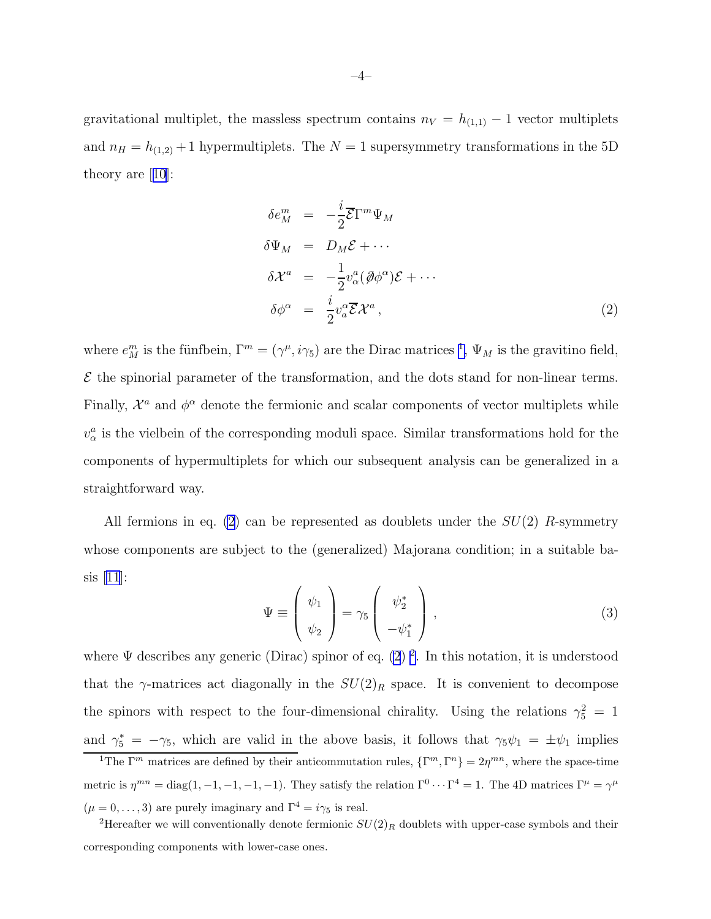gravitational multiplet, the massless spectrum contains $n_V = h_{(1,1)} - 1$ vector multiplets and $n_H = h_{(1,2)} + 1$ hypermultiplets. The $N = 1$ supersymmetry transformations in the 5D theory are [10]:

$$
\begin{aligned}
\delta e_M^m &= -\frac{i}{2}\overline{\mathcal{E}}\Gamma^m \Psi_M \\
\delta \Psi_M &= D_M \mathcal{E} + \cdots \\
\delta \mathcal{X}^a &= -\frac{1}{2} v_\alpha^a (\partial\!\!\!/ \phi^\alpha)\mathcal{E} + \cdots \\
\delta \phi^\alpha &= \frac{i}{2} v_a^\alpha \overline{\mathcal{E}} \mathcal{X}^a ,
\end{aligned}
\tag{2}
$$

where $e_M^m$ is the fünfbein, $\Gamma^m = (\gamma^\mu, i\gamma_5)$ are the Dirac matrices [1], $\Psi_M$ is the gravitino field, $\mathcal{E}$ the spinorial parameter of the transformation, and the dots stand for non-linear terms. Finally, $\mathcal{X}^a$ and $\phi^\alpha$ denote the fermionic and scalar components of vector multiplets while $v_\alpha^a$ is the vielbein of the corresponding moduli space. Similar transformations hold for the components of hypermultiplets for which our subsequent analysis can be generalized in a straightforward way.

All fermions in eq. (2) can be represented as doublets under the $SU(2)$ $R$-symmetry whose components are subject to the (generalized) Majorana condition; in a suitable basis [11]:

$$
\Psi \equiv \begin{pmatrix} \psi_1 \\ \psi_2 \end{pmatrix} = \gamma_5 \begin{pmatrix} \psi_2^* \\ -\psi_1^* \end{pmatrix} ,
\tag{3}
$$

where $\Psi$ describes any generic (Dirac) spinor of eq. (2) [2]. In this notation, it is understood that the $\gamma$-matrices act diagonally in the $SU(2)_R$ space. It is convenient to decompose the spinors with respect to the four-dimensional chirality. Using the relations $\gamma_5^2 = 1$ and $\gamma_5^* = -\gamma_5$, which are valid in the above basis, it follows that $\gamma_5\psi_1 = \pm\psi_1$ implies

[1] The $\Gamma^m$ matrices are defined by their anticommutation rules, $\{\Gamma^m, \Gamma^n\} = 2\eta^{mn}$, where the space-time metric is $\eta^{mn} = \mathrm{diag}(1, -1, -1, -1, -1)$. They satisfy the relation $\Gamma^0 \cdots \Gamma^4 = 1$. The 4D matrices $\Gamma^\mu = \gamma^\mu$ ($\mu = 0, \ldots, 3$) are purely imaginary and $\Gamma^4 = i\gamma_5$ is real.

[2] Hereafter we will conventionally denote fermionic $SU(2)_R$ doublets with upper-case symbols and their corresponding components with lower-case ones.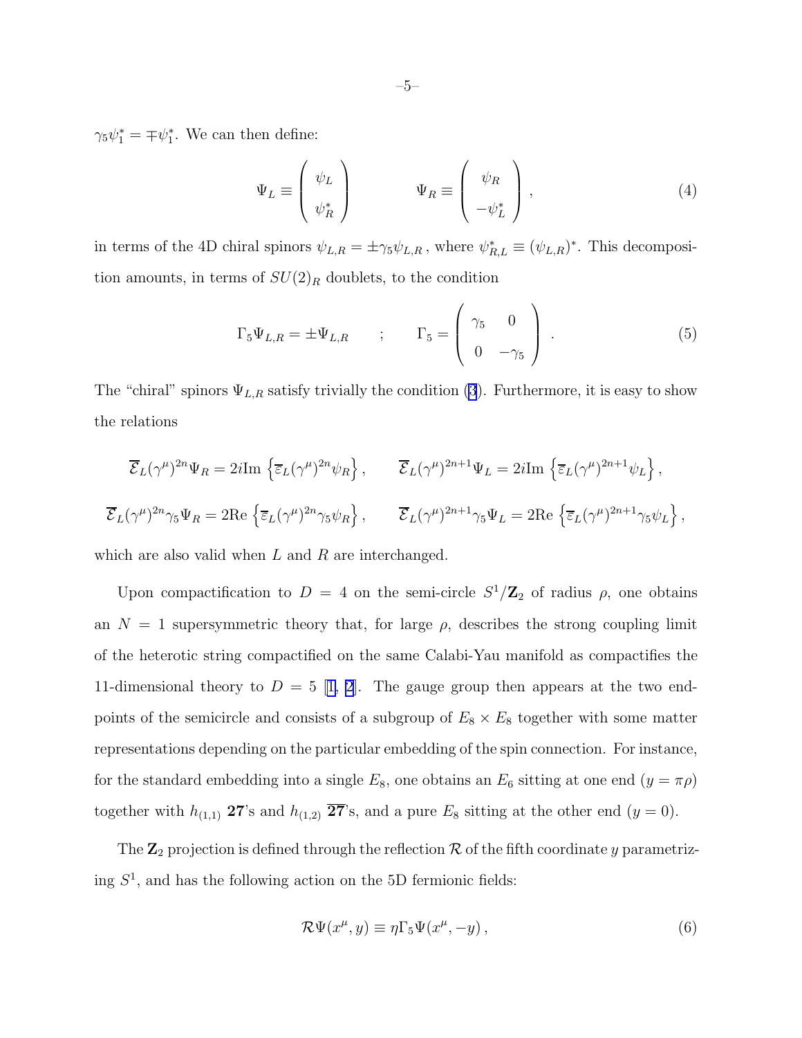$\gamma_5 \psi_1^* = \mp \psi_1^*$. We can then define:

$$
\Psi_L \equiv \begin{pmatrix} \psi_L \\ \psi_R^* \end{pmatrix} \qquad \Psi_R \equiv \begin{pmatrix} \psi_R \\ -\psi_L^* \end{pmatrix}, \tag{4}
$$

in terms of the 4D chiral spinors $\psi_{L,R} = \pm \gamma_5 \psi_{L,R}$, where $\psi_{R,L}^* \equiv (\psi_{L,R})^*$. This decomposition amounts, in terms of $SU(2)_R$ doublets, to the condition

$$
\Gamma_5 \Psi_{L,R} = \pm \Psi_{L,R} \qquad ; \qquad \Gamma_5 = \begin{pmatrix} \gamma_5 & 0 \\ 0 & -\gamma_5 \end{pmatrix}. \tag{5}
$$

The "chiral" spinors $\Psi_{L,R}$ satisfy trivially the condition (3). Furthermore, it is easy to show the relations

$$
\overline{\mathcal{E}}_L (\gamma^\mu)^{2n} \Psi_R = 2i \mathrm{Im} \left\{ \overline{\varepsilon}_L (\gamma^\mu)^{2n} \psi_R \right\}, \qquad \overline{\mathcal{E}}_L (\gamma^\mu)^{2n+1} \Psi_L = 2i \mathrm{Im} \left\{ \overline{\varepsilon}_L (\gamma^\mu)^{2n+1} \psi_L \right\},
$$

$$
\overline{\mathcal{E}}_L (\gamma^\mu)^{2n} \gamma_5 \Psi_R = 2 \mathrm{Re} \left\{ \overline{\varepsilon}_L (\gamma^\mu)^{2n} \gamma_5 \psi_R \right\}, \qquad \overline{\mathcal{E}}_L (\gamma^\mu)^{2n+1} \gamma_5 \Psi_L = 2 \mathrm{Re} \left\{ \overline{\varepsilon}_L (\gamma^\mu)^{2n+1} \gamma_5 \psi_L \right\},
$$

which are also valid when $L$ and $R$ are interchanged.

Upon compactification to $D = 4$ on the semi-circle $S^1/\mathbf{Z}_2$ of radius $\rho$, one obtains an $N = 1$ supersymmetric theory that, for large $\rho$, describes the strong coupling limit of the heterotic string compactified on the same Calabi-Yau manifold as compactifies the 11-dimensional theory to $D = 5$ [1, 2]. The gauge group then appears at the two endpoints of the semicircle and consists of a subgroup of $E_8 \times E_8$ together with some matter representations depending on the particular embedding of the spin connection. For instance, for the standard embedding into a single $E_8$, one obtains an $E_6$ sitting at one end ($y = \pi\rho$) together with $h_{(1,1)}$ **27**'s and $h_{(1,2)}$ $\overline{\mathbf{27}}$'s, and a pure $E_8$ sitting at the other end ($y = 0$).

The $\mathbf{Z}_2$ projection is defined through the reflection $\mathcal{R}$ of the fifth coordinate $y$ parametrizing $S^1$, and has the following action on the 5D fermionic fields:

$$
\mathcal{R} \Psi(x^\mu, y) \equiv \eta \Gamma_5 \Psi(x^\mu, -y), \tag{6}
$$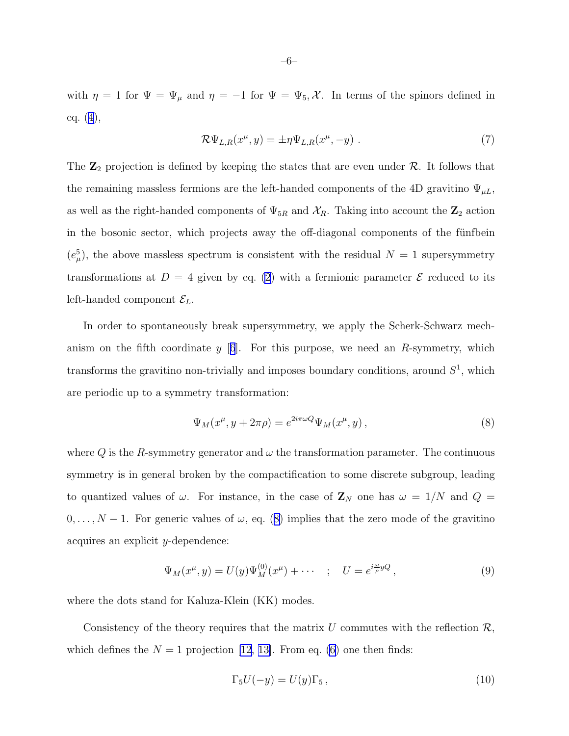with $\eta = 1$ for $\Psi = \Psi_\mu$ and $\eta = -1$ for $\Psi = \Psi_5, \mathcal{X}$. In terms of the spinors defined in eq. (4),

$$\mathcal{R}\Psi_{L,R}(x^\mu, y) = \pm\eta\Psi_{L,R}(x^\mu, -y)\ . \tag{7}$$

The $\mathbf{Z}_2$ projection is defined by keeping the states that are even under $\mathcal{R}$. It follows that the remaining massless fermions are the left-handed components of the 4D gravitino $\Psi_{\mu L}$, as well as the right-handed components of $\Psi_{5R}$ and $\mathcal{X}_R$. Taking into account the $\mathbf{Z}_2$ action in the bosonic sector, which projects away the off-diagonal components of the fünfbein ($e_\mu^5$), the above massless spectrum is consistent with the residual $N = 1$ supersymmetry transformations at $D = 4$ given by eq. (2) with a fermionic parameter $\mathcal{E}$ reduced to its left-handed component $\mathcal{E}_L$.

In order to spontaneously break supersymmetry, we apply the Scherk-Schwarz mechanism on the fifth coordinate $y$ [6]. For this purpose, we need an $R$-symmetry, which transforms the gravitino non-trivially and imposes boundary conditions, around $S^1$, which are periodic up to a symmetry transformation:

$$\Psi_M(x^\mu, y + 2\pi\rho) = e^{2i\pi\omega Q}\Psi_M(x^\mu, y)\,, \tag{8}$$

where $Q$ is the $R$-symmetry generator and $\omega$ the transformation parameter. The continuous symmetry is in general broken by the compactification to some discrete subgroup, leading to quantized values of $\omega$. For instance, in the case of $\mathbf{Z}_N$ one has $\omega = 1/N$ and $Q = 0, \ldots, N-1$. For generic values of $\omega$, eq. (8) implies that the zero mode of the gravitino acquires an explicit $y$-dependence:

$$\Psi_M(x^\mu, y) = U(y)\Psi_M^{(0)}(x^\mu) + \cdots \quad ; \quad U = e^{i\frac{\omega}{\rho}yQ}\,, \tag{9}$$

where the dots stand for Kaluza-Klein (KK) modes.

Consistency of the theory requires that the matrix $U$ commutes with the reflection $\mathcal{R}$, which defines the $N = 1$ projection [12, 13]. From eq. (6) one then finds:

$$\Gamma_5 U(-y) = U(y)\Gamma_5\,, \tag{10}$$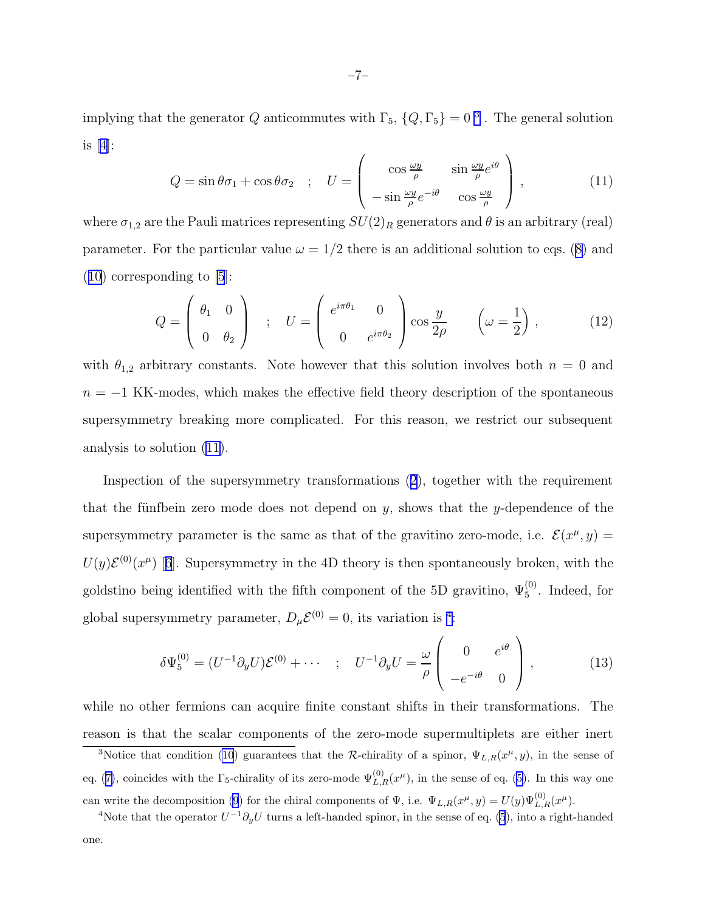implying that the generator $Q$ anticommutes with $\Gamma_5$, $\{Q, \Gamma_5\} = 0$ [3]. The general solution is [4]:

$$Q = \sin\theta\sigma_1 + \cos\theta\sigma_2 \quad ; \quad U = \begin{pmatrix} \cos\frac{\omega y}{\rho} & \sin\frac{\omega y}{\rho}e^{i\theta} \\ -\sin\frac{\omega y}{\rho}e^{-i\theta} & \cos\frac{\omega y}{\rho} \end{pmatrix}, \tag{11}$$

where $\sigma_{1,2}$ are the Pauli matrices representing $SU(2)_R$ generators and $\theta$ is an arbitrary (real) parameter. For the particular value $\omega = 1/2$ there is an additional solution to eqs. (8) and (10) corresponding to [5]:

$$Q = \begin{pmatrix} \theta_1 & 0 \\ 0 & \theta_2 \end{pmatrix} \quad ; \quad U = \begin{pmatrix} e^{i\pi\theta_1} & 0 \\ 0 & e^{i\pi\theta_2} \end{pmatrix} \cos\frac{y}{2\rho} \qquad \left(\omega = \frac{1}{2}\right), \tag{12}$$

with $\theta_{1,2}$ arbitrary constants. Note however that this solution involves both $n = 0$ and $n = -1$ KK-modes, which makes the effective field theory description of the spontaneous supersymmetry breaking more complicated. For this reason, we restrict our subsequent analysis to solution (11).

Inspection of the supersymmetry transformations (2), together with the requirement that the fünfbein zero mode does not depend on $y$, shows that the $y$-dependence of the supersymmetry parameter is the same as that of the gravitino zero-mode, i.e. $\mathcal{E}(x^\mu, y) = U(y)\mathcal{E}^{(0)}(x^\mu)$ [6]. Supersymmetry in the 4D theory is then spontaneously broken, with the goldstino being identified with the fifth component of the 5D gravitino, $\Psi_5^{(0)}$. Indeed, for global supersymmetry parameter, $D_\mu\mathcal{E}^{(0)} = 0$, its variation is [4]:

$$\delta\Psi_5^{(0)} = (U^{-1}\partial_y U)\mathcal{E}^{(0)} + \cdots \quad ; \quad U^{-1}\partial_y U = \frac{\omega}{\rho}\begin{pmatrix} 0 & e^{i\theta} \\ -e^{-i\theta} & 0 \end{pmatrix}, \tag{13}$$

while no other fermions can acquire finite constant shifts in their transformations. The reason is that the scalar components of the zero-mode supermultiplets are either inert

[3] Notice that condition (10) guarantees that the $\mathcal{R}$-chirality of a spinor, $\Psi_{L,R}(x^\mu, y)$, in the sense of eq. (7), coincides with the $\Gamma_5$-chirality of its zero-mode $\Psi_{L,R}^{(0)}(x^\mu)$, in the sense of eq. (5). In this way one can write the decomposition (9) for the chiral components of $\Psi$, i.e. $\Psi_{L,R}(x^\mu, y) = U(y)\Psi_{L,R}^{(0)}(x^\mu)$.

[4] Note that the operator $U^{-1}\partial_y U$ turns a left-handed spinor, in the sense of eq. (5), into a right-handed one.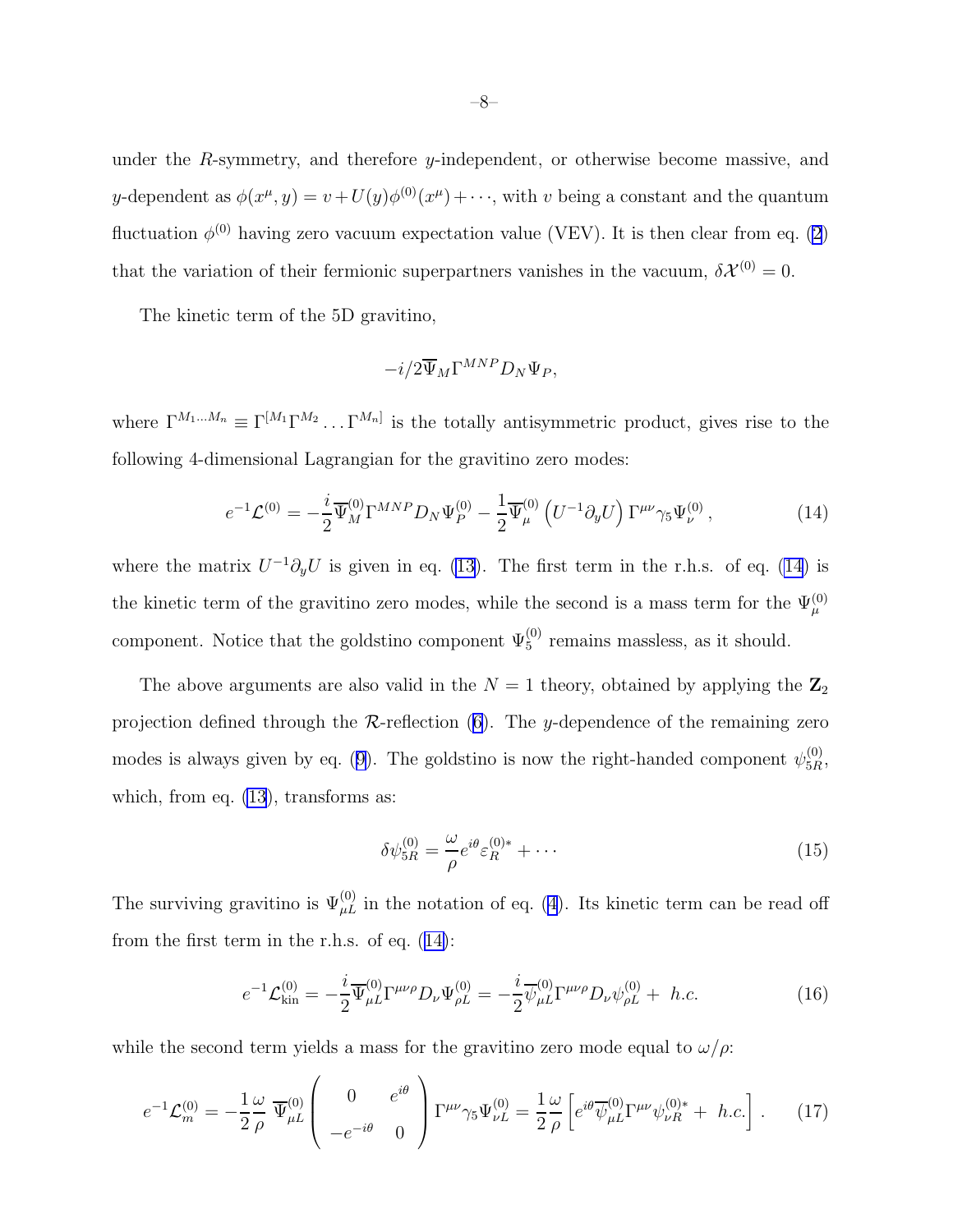under the $R$-symmetry, and therefore $y$-independent, or otherwise become massive, and $y$-dependent as $\phi(x^\mu, y) = v + U(y)\phi^{(0)}(x^\mu) + \cdots$, with $v$ being a constant and the quantum fluctuation $\phi^{(0)}$ having zero vacuum expectation value (VEV). It is then clear from eq. (2) that the variation of their fermionic superpartners vanishes in the vacuum, $\delta\mathcal{X}^{(0)} = 0$.

The kinetic term of the 5D gravitino,

$$-i/2\overline{\Psi}_M \Gamma^{MNP} D_N \Psi_P,$$

where $\Gamma^{M_1 \ldots M_n} \equiv \Gamma^{[M_1}\Gamma^{M_2} \ldots \Gamma^{M_n]}$ is the totally antisymmetric product, gives rise to the following 4-dimensional Lagrangian for the gravitino zero modes:

$$e^{-1}\mathcal{L}^{(0)} = -\frac{i}{2}\overline{\Psi}_M^{(0)} \Gamma^{MNP} D_N \Psi_P^{(0)} - \frac{1}{2}\overline{\Psi}_\mu^{(0)} \left(U^{-1}\partial_y U\right) \Gamma^{\mu\nu}\gamma_5 \Psi_\nu^{(0)} \,, \tag{14}$$

where the matrix $U^{-1}\partial_y U$ is given in eq. (13). The first term in the r.h.s. of eq. (14) is the kinetic term of the gravitino zero modes, while the second is a mass term for the $\Psi_\mu^{(0)}$ component. Notice that the goldstino component $\Psi_5^{(0)}$ remains massless, as it should.

The above arguments are also valid in the $N = 1$ theory, obtained by applying the $\mathbf{Z}_2$ projection defined through the $\mathcal{R}$-reflection (6). The $y$-dependence of the remaining zero modes is always given by eq. (9). The goldstino is now the right-handed component $\psi_{5R}^{(0)}$, which, from eq. (13), transforms as:

$$\delta\psi_{5R}^{(0)} = \frac{\omega}{\rho} e^{i\theta} \varepsilon_R^{(0)*} + \cdots \tag{15}$$

The surviving gravitino is $\Psi_{\mu L}^{(0)}$ in the notation of eq. (4). Its kinetic term can be read off from the first term in the r.h.s. of eq. (14):

$$e^{-1}\mathcal{L}_{\rm kin}^{(0)} = -\frac{i}{2}\overline{\Psi}_{\mu L}^{(0)} \Gamma^{\mu\nu\rho} D_\nu \Psi_{\rho L}^{(0)} = -\frac{i}{2}\overline{\psi}_{\mu L}^{(0)} \Gamma^{\mu\nu\rho} D_\nu \psi_{\rho L}^{(0)} + \ h.c. \tag{16}$$

while the second term yields a mass for the gravitino zero mode equal to $\omega/\rho$:

$$e^{-1}\mathcal{L}_m^{(0)} = -\frac{1}{2}\frac{\omega}{\rho}\ \overline{\Psi}_{\mu L}^{(0)} \begin{pmatrix} 0 & e^{i\theta} \\ -e^{-i\theta} & 0 \end{pmatrix} \Gamma^{\mu\nu}\gamma_5 \Psi_{\nu L}^{(0)} = \frac{1}{2}\frac{\omega}{\rho}\left[e^{i\theta}\overline{\psi}_{\mu L}^{(0)} \Gamma^{\mu\nu} \psi_{\nu R}^{(0)*} + \ h.c.\right] . \tag{17}$$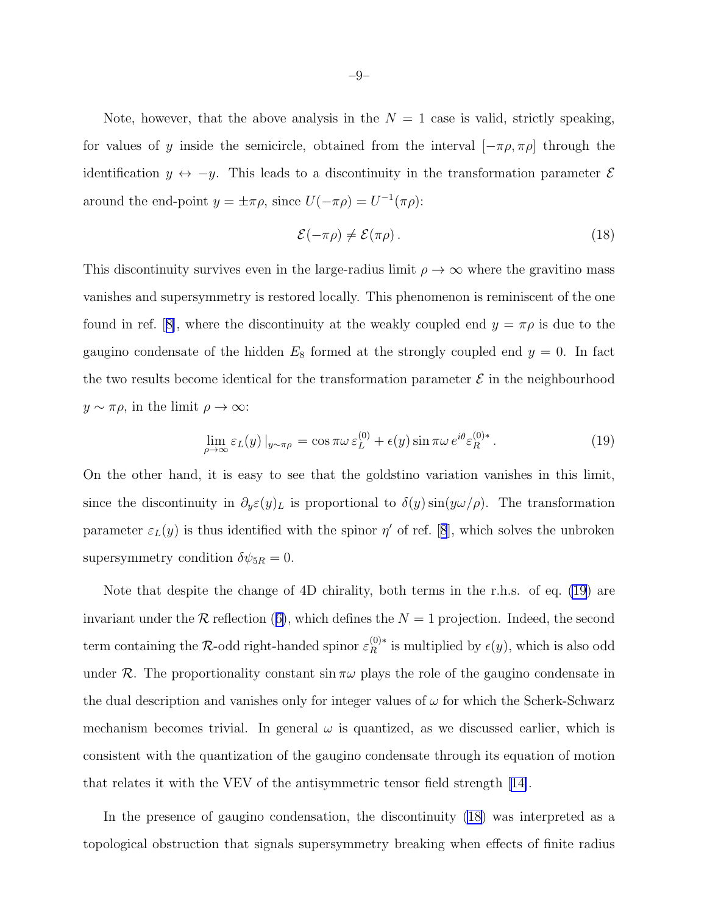Note, however, that the above analysis in the $N = 1$ case is valid, strictly speaking, for values of $y$ inside the semicircle, obtained from the interval $[-\pi\rho, \pi\rho]$ through the identification $y \leftrightarrow -y$. This leads to a discontinuity in the transformation parameter $\mathcal{E}$ around the end-point $y = \pm\pi\rho$, since $U(-\pi\rho) = U^{-1}(\pi\rho)$:

$$\mathcal{E}(-\pi\rho) \neq \mathcal{E}(\pi\rho)\,. \tag{18}$$

This discontinuity survives even in the large-radius limit $\rho \to \infty$ where the gravitino mass vanishes and supersymmetry is restored locally. This phenomenon is reminiscent of the one found in ref. [8], where the discontinuity at the weakly coupled end $y = \pi\rho$ is due to the gaugino condensate of the hidden $E_8$ formed at the strongly coupled end $y = 0$. In fact the two results become identical for the transformation parameter $\mathcal{E}$ in the neighbourhood $y \sim \pi\rho$, in the limit $\rho \to \infty$:

$$\lim_{\rho\to\infty} \varepsilon_L(y)\,|_{y\sim\pi\rho} = \cos\pi\omega\,\varepsilon_L^{(0)} + \epsilon(y)\sin\pi\omega\, e^{i\theta}\varepsilon_R^{(0)*}\,. \tag{19}$$

On the other hand, it is easy to see that the goldstino variation vanishes in this limit, since the discontinuity in $\partial_y\varepsilon(y)_L$ is proportional to $\delta(y)\sin(y\omega/\rho)$. The transformation parameter $\varepsilon_L(y)$ is thus identified with the spinor $\eta'$ of ref. [8], which solves the unbroken supersymmetry condition $\delta\psi_{5R} = 0$.

Note that despite the change of 4D chirality, both terms in the r.h.s. of eq. (19) are invariant under the $\mathcal{R}$ reflection (6), which defines the $N = 1$ projection. Indeed, the second term containing the $\mathcal{R}$-odd right-handed spinor $\varepsilon_R^{(0)*}$ is multiplied by $\epsilon(y)$, which is also odd under $\mathcal{R}$. The proportionality constant $\sin\pi\omega$ plays the role of the gaugino condensate in the dual description and vanishes only for integer values of $\omega$ for which the Scherk-Schwarz mechanism becomes trivial. In general $\omega$ is quantized, as we discussed earlier, which is consistent with the quantization of the gaugino condensate through its equation of motion that relates it with the VEV of the antisymmetric tensor field strength [14].

In the presence of gaugino condensation, the discontinuity (18) was interpreted as a topological obstruction that signals supersymmetry breaking when effects of finite radius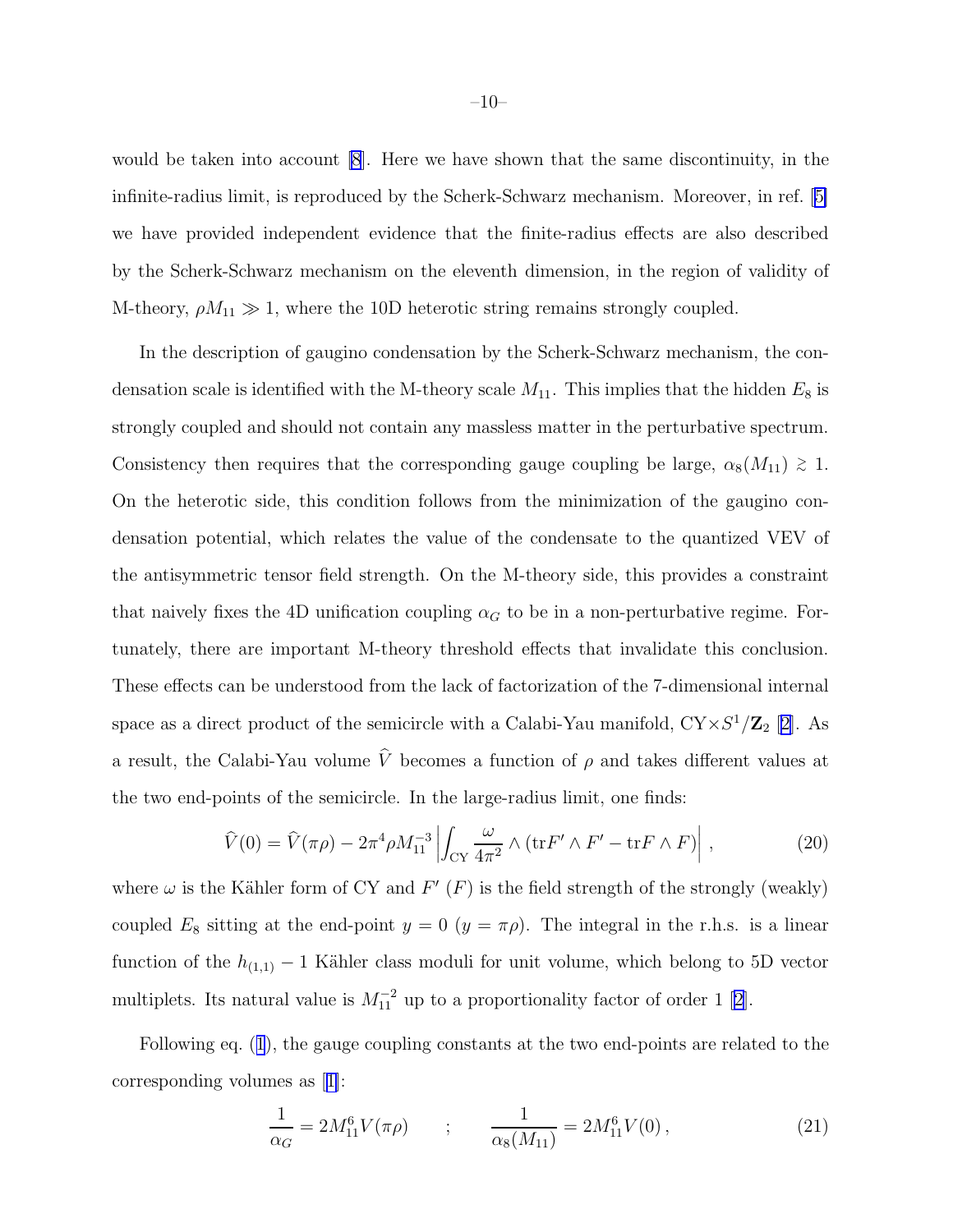would be taken into account [8]. Here we have shown that the same discontinuity, in the infinite-radius limit, is reproduced by the Scherk-Schwarz mechanism. Moreover, in ref. [5] we have provided independent evidence that the finite-radius effects are also described by the Scherk-Schwarz mechanism on the eleventh dimension, in the region of validity of M-theory, $\rho M_{11} \gg 1$, where the 10D heterotic string remains strongly coupled.

In the description of gaugino condensation by the Scherk-Schwarz mechanism, the condensation scale is identified with the M-theory scale $M_{11}$. This implies that the hidden $E_8$ is strongly coupled and should not contain any massless matter in the perturbative spectrum. Consistency then requires that the corresponding gauge coupling be large, $\alpha_8(M_{11}) \gtrsim 1$. On the heterotic side, this condition follows from the minimization of the gaugino condensation potential, which relates the value of the condensate to the quantized VEV of the antisymmetric tensor field strength. On the M-theory side, this provides a constraint that naively fixes the 4D unification coupling $\alpha_G$ to be in a non-perturbative regime. Fortunately, there are important M-theory threshold effects that invalidate this conclusion. These effects can be understood from the lack of factorization of the 7-dimensional internal space as a direct product of the semicircle with a Calabi-Yau manifold, $\mathrm{CY}\times S^1/\mathbf{Z}_2$ [2]. As a result, the Calabi-Yau volume $\widehat{V}$ becomes a function of $\rho$ and takes different values at the two end-points of the semicircle. In the large-radius limit, one finds:

$$\widehat{V}(0) = \widehat{V}(\pi\rho) - 2\pi^4 \rho M_{11}^{-3} \left| \int_{\mathrm{CY}} \frac{\omega}{4\pi^2} \wedge (\mathrm{tr} F' \wedge F' - \mathrm{tr} F \wedge F) \right| , \tag{20}$$

where $\omega$ is the Kähler form of CY and $F'$ ($F$) is the field strength of the strongly (weakly) coupled $E_8$ sitting at the end-point $y = 0$ ($y = \pi\rho$). The integral in the r.h.s. is a linear function of the $h_{(1,1)} - 1$ Kähler class moduli for unit volume, which belong to 5D vector multiplets. Its natural value is $M_{11}^{-2}$ up to a proportionality factor of order 1 [2].

Following eq. (1), the gauge coupling constants at the two end-points are related to the corresponding volumes as [1]:

$$\frac{1}{\alpha_G} = 2 M_{11}^6 V(\pi\rho) \qquad ; \qquad \frac{1}{\alpha_8(M_{11})} = 2 M_{11}^6 V(0) \, , \tag{21}$$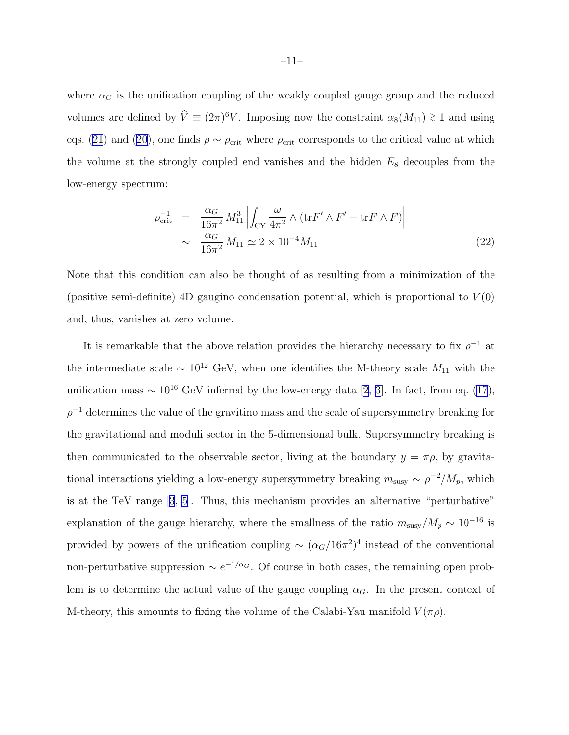where $\alpha_G$ is the unification coupling of the weakly coupled gauge group and the reduced volumes are defined by $\widehat{V} \equiv (2\pi)^6 V$. Imposing now the constraint $\alpha_8(M_{11}) \gtrsim 1$ and using eqs. (21) and (20), one finds $\rho \sim \rho_{\rm crit}$ where $\rho_{\rm crit}$ corresponds to the critical value at which the volume at the strongly coupled end vanishes and the hidden $E_8$ decouples from the low-energy spectrum:

$$
\begin{aligned}
\rho_{\rm crit}^{-1} &= \frac{\alpha_G}{16\pi^2} M_{11}^3 \left| \int_{\rm CY} \frac{\omega}{4\pi^2} \wedge \left( {\rm tr} F' \wedge F' - {\rm tr} F \wedge F \right) \right| \\
&\sim \frac{\alpha_G}{16\pi^2} M_{11} \simeq 2 \times 10^{-4} M_{11}
\end{aligned}
\tag{22}
$$

Note that this condition can also be thought of as resulting from a minimization of the (positive semi-definite) 4D gaugino condensation potential, which is proportional to $V(0)$ and, thus, vanishes at zero volume.

It is remarkable that the above relation provides the hierarchy necessary to fix $\rho^{-1}$ at the intermediate scale $\sim 10^{12}$ GeV, when one identifies the M-theory scale $M_{11}$ with the unification mass $\sim 10^{16}$ GeV inferred by the low-energy data [2, 3]. In fact, from eq. (17), $\rho^{-1}$ determines the value of the gravitino mass and the scale of supersymmetry breaking for the gravitational and moduli sector in the 5-dimensional bulk. Supersymmetry breaking is then communicated to the observable sector, living at the boundary $y = \pi\rho$, by gravitational interactions yielding a low-energy supersymmetry breaking $m_{\rm susy} \sim \rho^{-2}/M_p$, which is at the TeV range [3, 5]. Thus, this mechanism provides an alternative "perturbative" explanation of the gauge hierarchy, where the smallness of the ratio $m_{\rm susy}/M_p \sim 10^{-16}$ is provided by powers of the unification coupling $\sim (\alpha_G/16\pi^2)^4$ instead of the conventional non-perturbative suppression $\sim e^{-1/\alpha_G}$. Of course in both cases, the remaining open problem is to determine the actual value of the gauge coupling $\alpha_G$. In the present context of M-theory, this amounts to fixing the volume of the Calabi-Yau manifold $V(\pi\rho)$.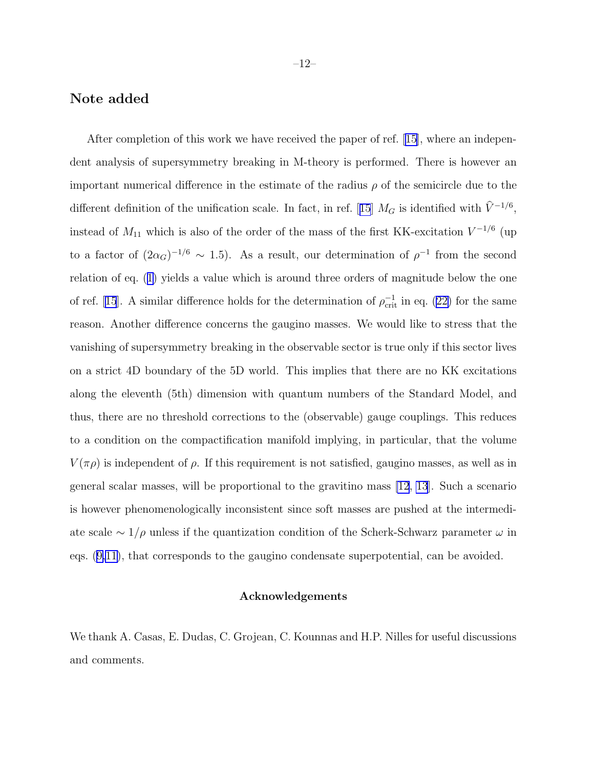## Note added

After completion of this work we have received the paper of ref. [15], where an independent analysis of supersymmetry breaking in M-theory is performed. There is however an important numerical difference in the estimate of the radius $\rho$ of the semicircle due to the different definition of the unification scale. In fact, in ref. [15] $M_G$ is identified with $\widehat{V}^{-1/6}$, instead of $M_{11}$ which is also of the order of the mass of the first KK-excitation $V^{-1/6}$ (up to a factor of $(2\alpha_G)^{-1/6} \sim 1.5$). As a result, our determination of $\rho^{-1}$ from the second relation of eq. (1) yields a value which is around three orders of magnitude below the one of ref. [15]. A similar difference holds for the determination of $\rho_{\rm crit}^{-1}$ in eq. (22) for the same reason. Another difference concerns the gaugino masses. We would like to stress that the vanishing of supersymmetry breaking in the observable sector is true only if this sector lives on a strict 4D boundary of the 5D world. This implies that there are no KK excitations along the eleventh (5th) dimension with quantum numbers of the Standard Model, and thus, there are no threshold corrections to the (observable) gauge couplings. This reduces to a condition on the compactification manifold implying, in particular, that the volume $V(\pi\rho)$ is independent of $\rho$. If this requirement is not satisfied, gaugino masses, as well as in general scalar masses, will be proportional to the gravitino mass [12, 13]. Such a scenario is however phenomenologically inconsistent since soft masses are pushed at the intermediate scale $\sim 1/\rho$ unless if the quantization condition of the Scherk-Schwarz parameter $\omega$ in eqs. (9,11), that corresponds to the gaugino condensate superpotential, can be avoided.

### Acknowledgements

We thank A. Casas, E. Dudas, C. Grojean, C. Kounnas and H.P. Nilles for useful discussions and comments.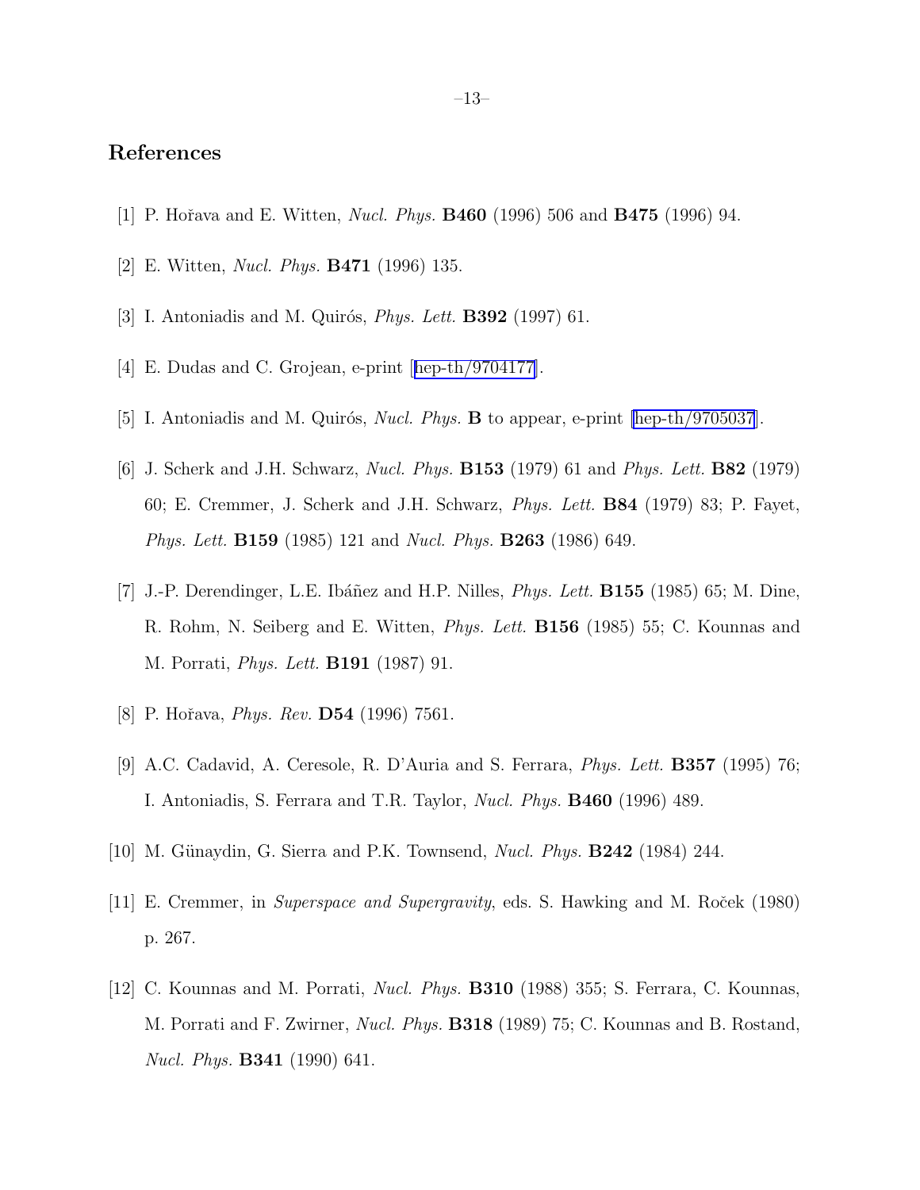## References

[1] P. Hořava and E. Witten, *Nucl. Phys.* **B460** (1996) 506 and **B475** (1996) 94.

[2] E. Witten, *Nucl. Phys.* **B471** (1996) 135.

[3] I. Antoniadis and M. Quirós, *Phys. Lett.* **B392** (1997) 61.

[4] E. Dudas and C. Grojean, e-print [hep-th/9704177].

[5] I. Antoniadis and M. Quirós, *Nucl. Phys.* **B** to appear, e-print [hep-th/9705037].

[6] J. Scherk and J.H. Schwarz, *Nucl. Phys.* **B153** (1979) 61 and *Phys. Lett.* **B82** (1979) 60; E. Cremmer, J. Scherk and J.H. Schwarz, *Phys. Lett.* **B84** (1979) 83; P. Fayet, *Phys. Lett.* **B159** (1985) 121 and *Nucl. Phys.* **B263** (1986) 649.

[7] J.-P. Derendinger, L.E. Ibáñez and H.P. Nilles, *Phys. Lett.* **B155** (1985) 65; M. Dine, R. Rohm, N. Seiberg and E. Witten, *Phys. Lett.* **B156** (1985) 55; C. Kounnas and M. Porrati, *Phys. Lett.* **B191** (1987) 91.

[8] P. Hořava, *Phys. Rev.* **D54** (1996) 7561.

[9] A.C. Cadavid, A. Ceresole, R. D'Auria and S. Ferrara, *Phys. Lett.* **B357** (1995) 76; I. Antoniadis, S. Ferrara and T.R. Taylor, *Nucl. Phys.* **B460** (1996) 489.

[10] M. Günaydin, G. Sierra and P.K. Townsend, *Nucl. Phys.* **B242** (1984) 244.

[11] E. Cremmer, in *Superspace and Supergravity*, eds. S. Hawking and M. Roček (1980) p. 267.

[12] C. Kounnas and M. Porrati, *Nucl. Phys.* **B310** (1988) 355; S. Ferrara, C. Kounnas, M. Porrati and F. Zwirner, *Nucl. Phys.* **B318** (1989) 75; C. Kounnas and B. Rostand, *Nucl. Phys.* **B341** (1990) 641.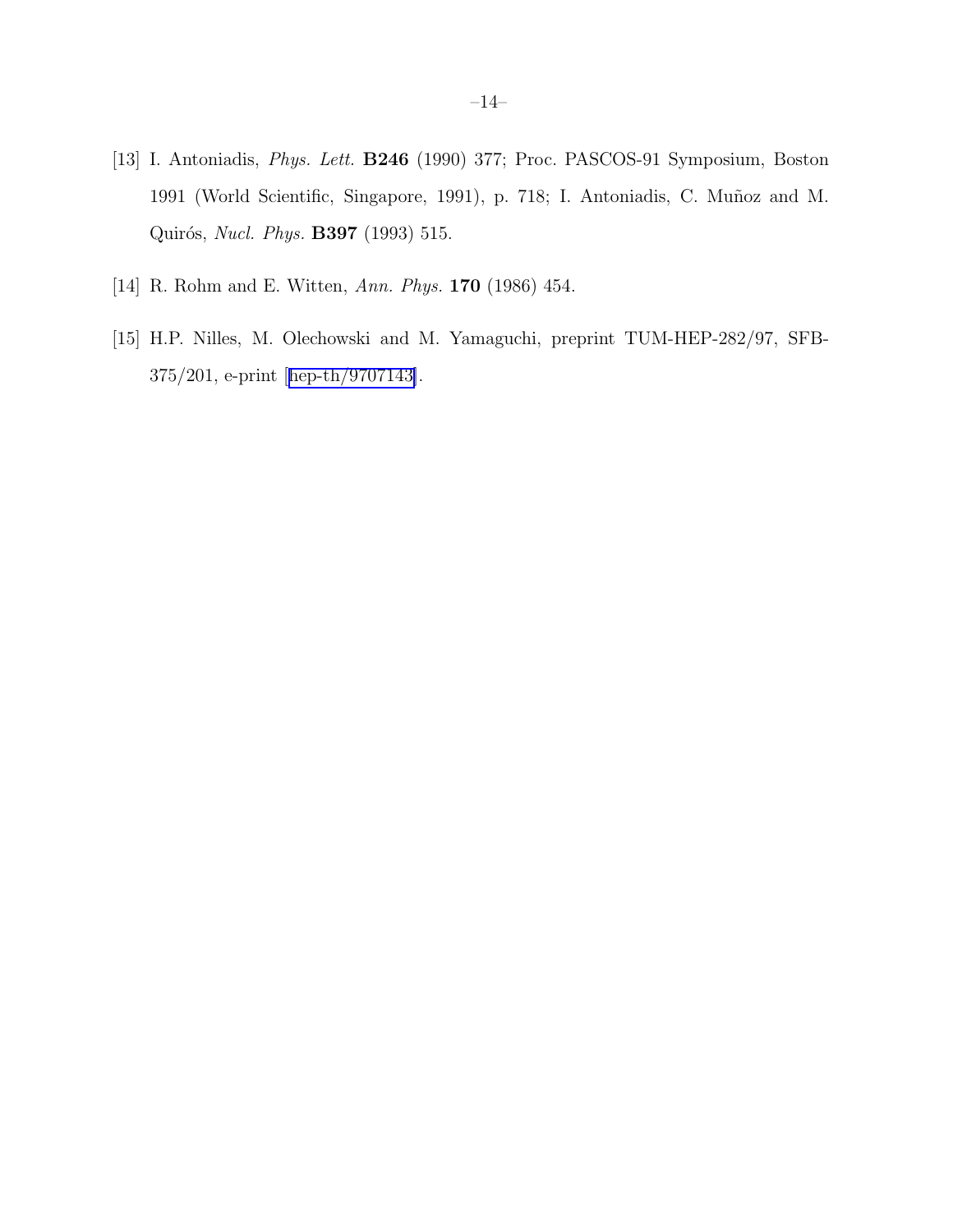[13] I. Antoniadis, *Phys. Lett.* **B246** (1990) 377; Proc. PASCOS-91 Symposium, Boston 1991 (World Scientific, Singapore, 1991), p. 718; I. Antoniadis, C. Muñoz and M. Quirós, *Nucl. Phys.* **B397** (1993) 515.

[14] R. Rohm and E. Witten, *Ann. Phys.* **170** (1986) 454.

[15] H.P. Nilles, M. Olechowski and M. Yamaguchi, preprint TUM-HEP-282/97, SFB-375/201, e-print [hep-th/9707143].